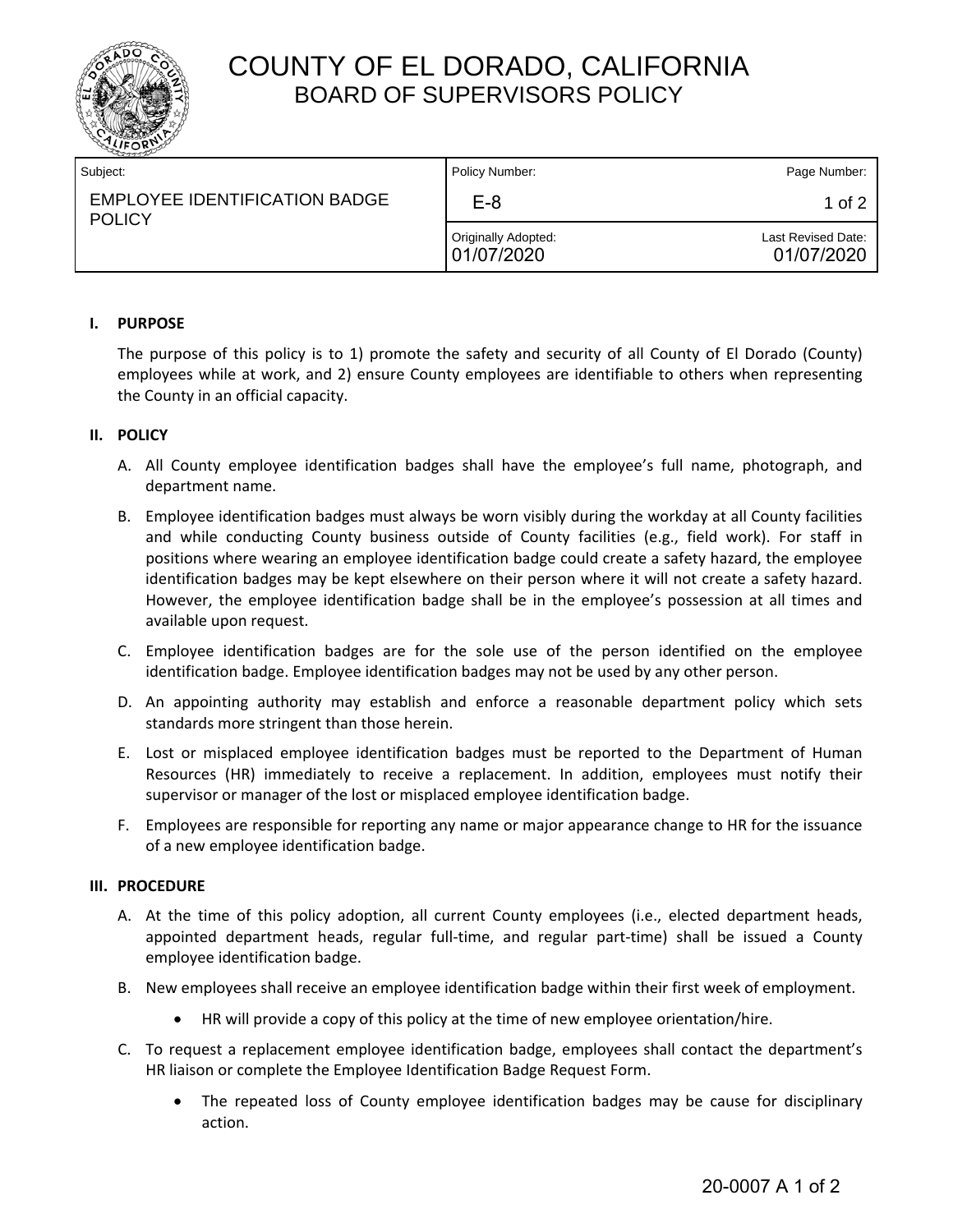# COUNTY OF EL DORADO, CALIFORNIA
## BOARD OF SUPERVISORS POLICY

| Subject: | Policy Number: | Page Number: |
|---|---|---|
| EMPLOYEE IDENTIFICATION BADGE POLICY | E-8 | 1 of 2 |
| | Originally Adopted: 01/07/2020 | Last Revised Date: 01/07/2020 |

### I. PURPOSE

The purpose of this policy is to 1) promote the safety and security of all County of El Dorado (County) employees while at work, and 2) ensure County employees are identifiable to others when representing the County in an official capacity.

### II. POLICY

A. All County employee identification badges shall have the employee's full name, photograph, and department name.

B. Employee identification badges must always be worn visibly during the workday at all County facilities and while conducting County business outside of County facilities (e.g., field work). For staff in positions where wearing an employee identification badge could create a safety hazard, the employee identification badges may be kept elsewhere on their person where it will not create a safety hazard. However, the employee identification badge shall be in the employee's possession at all times and available upon request.

C. Employee identification badges are for the sole use of the person identified on the employee identification badge. Employee identification badges may not be used by any other person.

D. An appointing authority may establish and enforce a reasonable department policy which sets standards more stringent than those herein.

E. Lost or misplaced employee identification badges must be reported to the Department of Human Resources (HR) immediately to receive a replacement. In addition, employees must notify their supervisor or manager of the lost or misplaced employee identification badge.

F. Employees are responsible for reporting any name or major appearance change to HR for the issuance of a new employee identification badge.

### III. PROCEDURE

A. At the time of this policy adoption, all current County employees (i.e., elected department heads, appointed department heads, regular full-time, and regular part-time) shall be issued a County employee identification badge.

B. New employees shall receive an employee identification badge within their first week of employment.

- HR will provide a copy of this policy at the time of new employee orientation/hire.

C. To request a replacement employee identification badge, employees shall contact the department's HR liaison or complete the Employee Identification Badge Request Form.

- The repeated loss of County employee identification badges may be cause for disciplinary action.

20-0007 A 1 of 2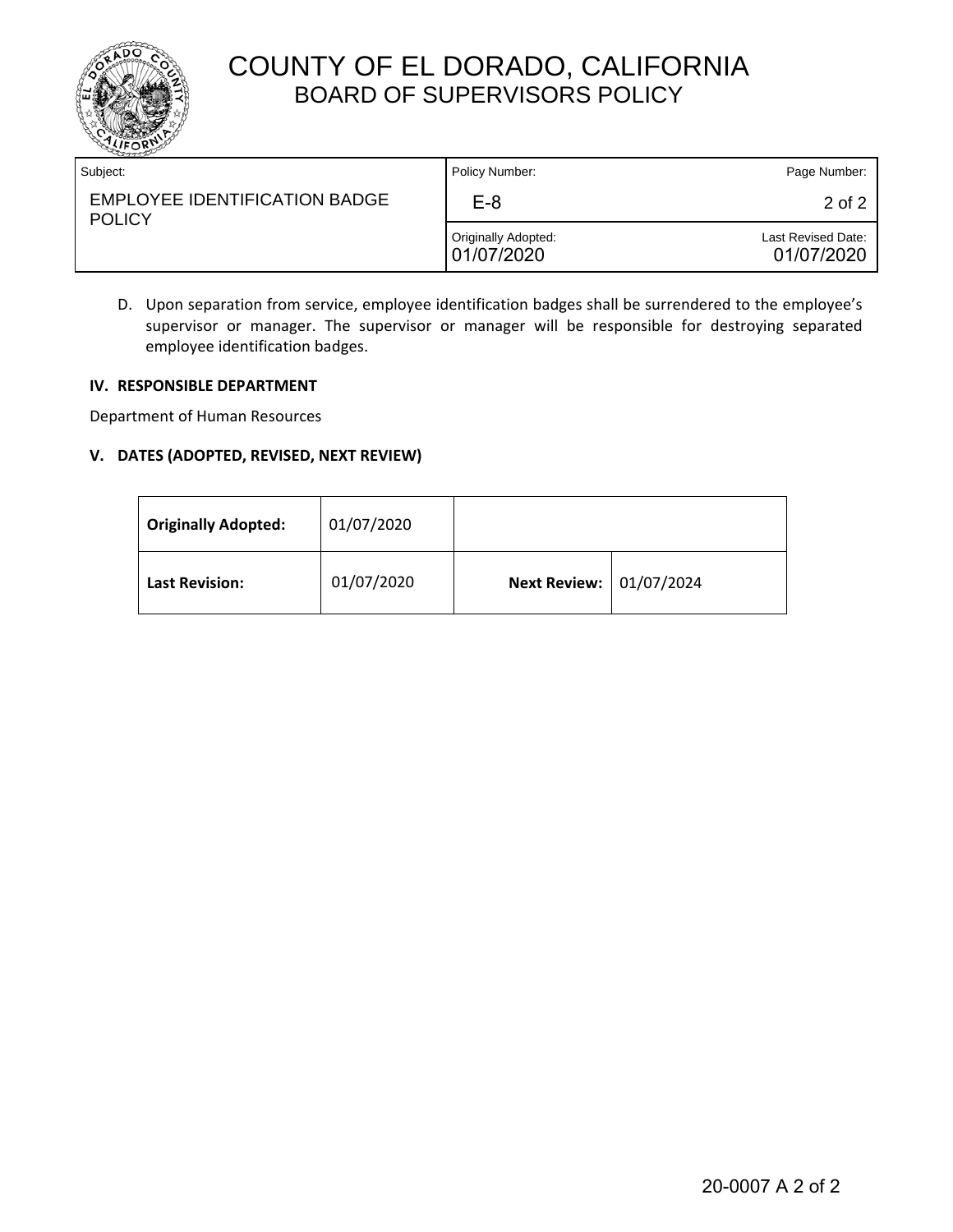| Subject: | Policy Number: | Page Number: |
| --- | --- | --- |
| EMPLOYEE IDENTIFICATION BADGE POLICY | E-8 | 2 of 2 |
| | Originally Adopted: 01/07/2020 | Last Revised Date: 01/07/2020 |

D. Upon separation from service, employee identification badges shall be surrendered to the employee's supervisor or manager. The supervisor or manager will be responsible for destroying separated employee identification badges.

## IV. RESPONSIBLE DEPARTMENT

Department of Human Resources

## V. DATES (ADOPTED, REVISED, NEXT REVIEW)

| | | | |
| --- | --- | --- | --- |
| **Originally Adopted:** | 01/07/2020 | | |
| **Last Revision:** | 01/07/2020 | **Next Review:** | 01/07/2024 |